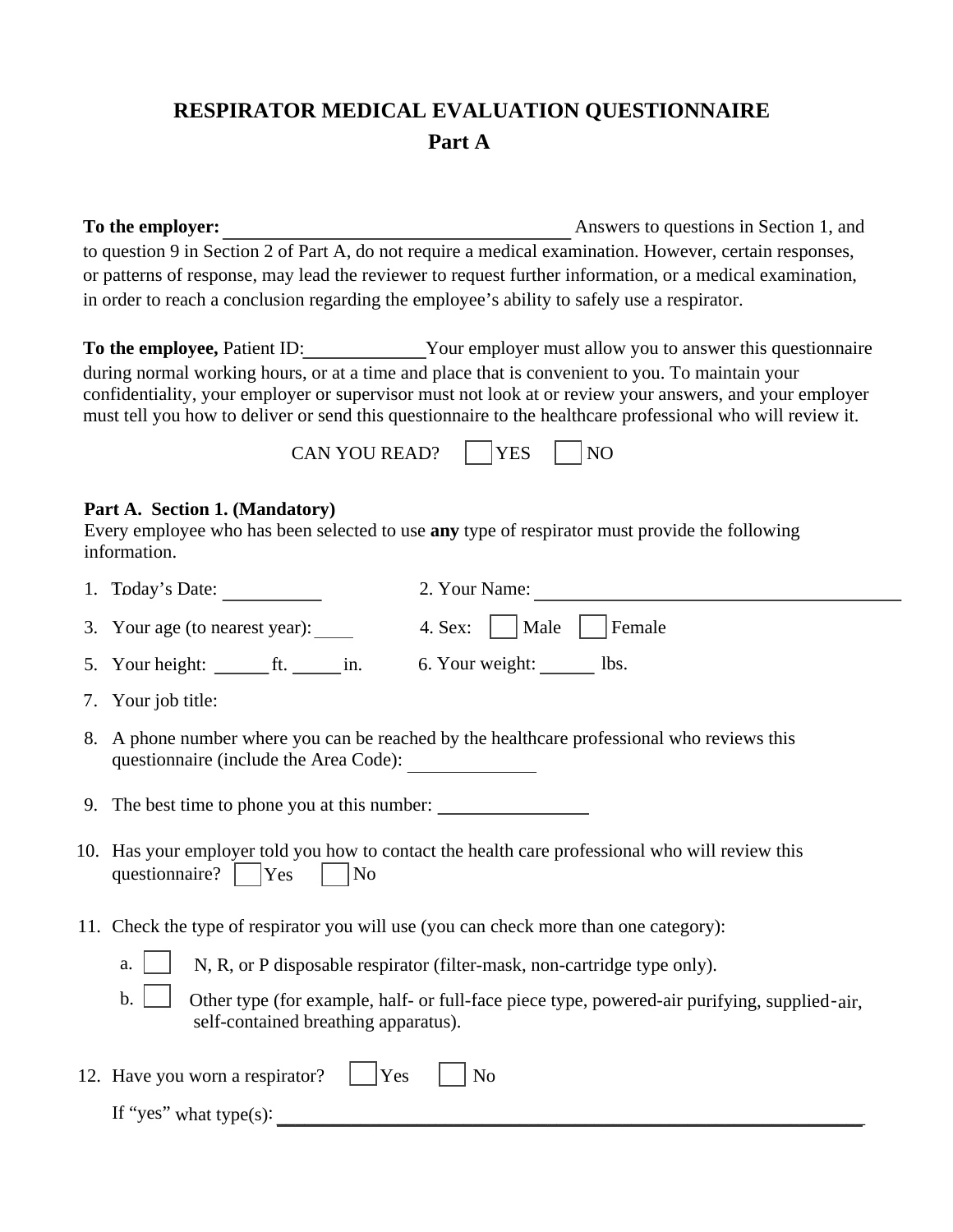# RESPIRATOR MEDICAL EVALUATION QUESTIONNAIRE

## Part A

**To the employer:** \_\_\_\_\_\_\_\_\_\_\_\_\_\_\_\_\_\_\_\_\_\_\_\_\_\_\_\_\_\_\_\_\_\_ Answers to questions in Section 1, and to question 9 in Section 2 of Part A, do not require a medical examination. However, certain responses, or patterns of response, may lead the reviewer to request further information, or a medical examination, in order to reach a conclusion regarding the employee's ability to safely use a respirator.

**To the employee,** Patient ID:\_\_\_\_\_\_\_\_\_\_\_\_ Your employer must allow you to answer this questionnaire during normal working hours, or at a time and place that is convenient to you. To maintain your confidentiality, your employer or supervisor must not look at or review your answers, and your employer must tell you how to deliver or send this questionnaire to the healthcare professional who will review it.

CAN YOU READ? ☐ YES ☐ NO

**Part A. Section 1. (Mandatory)**
Every employee who has been selected to use **any** type of respirator must provide the following information.

1. Today's Date: \_\_\_\_\_\_\_\_\_\_ 2. Your Name: \_\_\_\_\_\_\_\_\_\_\_\_\_\_\_\_\_\_\_\_\_\_\_\_\_\_\_\_\_\_\_\_\_\_\_\_\_\_
3. Your age (to nearest year): \_\_\_\_ 4. Sex: ☐ Male ☐ Female
5. Your height: \_\_\_\_\_ ft. \_\_\_\_ in. 6. Your weight: \_\_\_\_\_ lbs.
7. Your job title:
8. A phone number where you can be reached by the healthcare professional who reviews this questionnaire (include the Area Code): \_\_\_\_\_\_\_\_\_\_\_\_\_
9. The best time to phone you at this number: \_\_\_\_\_\_\_\_\_\_\_\_\_\_\_
10. Has your employer told you how to contact the health care professional who will review this questionnaire? ☐ Yes ☐ No
11. Check the type of respirator you will use (you can check more than one category):
    - a. ☐ N, R, or P disposable respirator (filter-mask, non-cartridge type only).
    - b. ☐ Other type (for example, half- or full-face piece type, powered-air purifying, supplied-air, self-contained breathing apparatus).
12. Have you worn a respirator? ☐ Yes ☐ No

    If "yes" what type(s): \_\_\_\_\_\_\_\_\_\_\_\_\_\_\_\_\_\_\_\_\_\_\_\_\_\_\_\_\_\_\_\_\_\_\_\_\_\_\_\_\_\_\_\_\_\_\_\_\_\_\_\_\_\_\_\_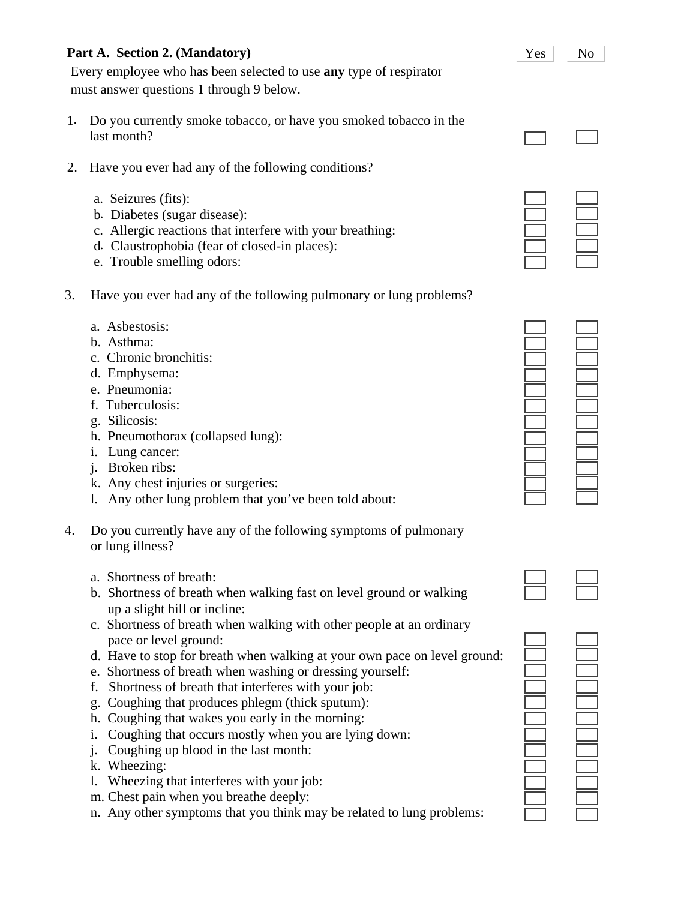**Part A. Section 2. (Mandatory)**

Every employee who has been selected to use **any** type of respirator must answer questions 1 through 9 below.

| Question | Yes | No |
|---|---|---|
| 1. Do you currently smoke tobacco, or have you smoked tobacco in the last month? | ☐ | ☐ |
| 2. Have you ever had any of the following conditions? | | |
| a. Seizures (fits): | ☐ | ☐ |
| b. Diabetes (sugar disease): | ☐ | ☐ |
| c. Allergic reactions that interfere with your breathing: | ☐ | ☐ |
| d. Claustrophobia (fear of closed-in places): | ☐ | ☐ |
| e. Trouble smelling odors: | ☐ | ☐ |
| 3. Have you ever had any of the following pulmonary or lung problems? | | |
| a. Asbestosis: | ☐ | ☐ |
| b. Asthma: | ☐ | ☐ |
| c. Chronic bronchitis: | ☐ | ☐ |
| d. Emphysema: | ☐ | ☐ |
| e. Pneumonia: | ☐ | ☐ |
| f. Tuberculosis: | ☐ | ☐ |
| g. Silicosis: | ☐ | ☐ |
| h. Pneumothorax (collapsed lung): | ☐ | ☐ |
| i. Lung cancer: | ☐ | ☐ |
| j. Broken ribs: | ☐ | ☐ |
| k. Any chest injuries or surgeries: | ☐ | ☐ |
| l. Any other lung problem that you've been told about: | ☐ | ☐ |
| 4. Do you currently have any of the following symptoms of pulmonary or lung illness? | | |
| a. Shortness of breath: | ☐ | ☐ |
| b. Shortness of breath when walking fast on level ground or walking up a slight hill or incline: | ☐ | ☐ |
| c. Shortness of breath when walking with other people at an ordinary pace or level ground: | ☐ | ☐ |
| d. Have to stop for breath when walking at your own pace on level ground: | ☐ | ☐ |
| e. Shortness of breath when washing or dressing yourself: | ☐ | ☐ |
| f. Shortness of breath that interferes with your job: | ☐ | ☐ |
| g. Coughing that produces phlegm (thick sputum): | ☐ | ☐ |
| h. Coughing that wakes you early in the morning: | ☐ | ☐ |
| i. Coughing that occurs mostly when you are lying down: | ☐ | ☐ |
| j. Coughing up blood in the last month: | ☐ | ☐ |
| k. Wheezing: | ☐ | ☐ |
| l. Wheezing that interferes with your job: | ☐ | ☐ |
| m. Chest pain when you breathe deeply: | ☐ | ☐ |
| n. Any other symptoms that you think may be related to lung problems: | ☐ | ☐ |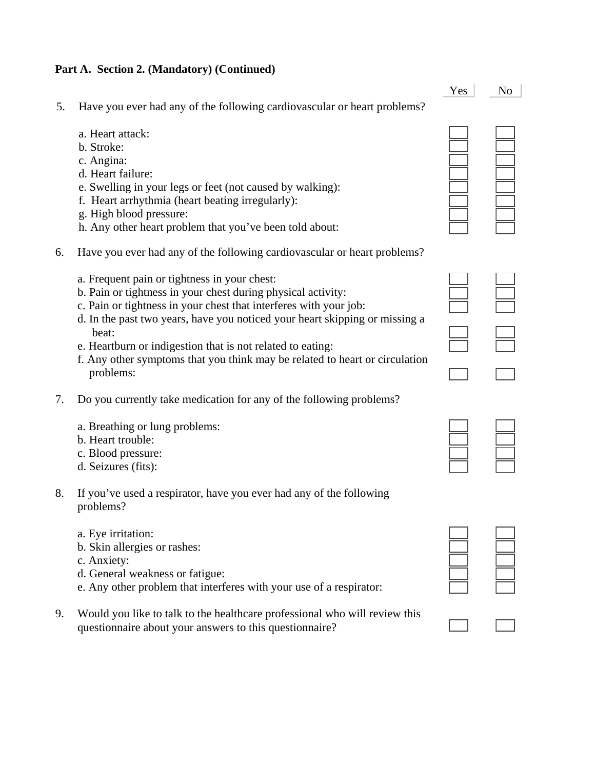**Part A. Section 2. (Mandatory) (Continued)**

| | Yes | No |
|---|---|---|
| 5. Have you ever had any of the following cardiovascular or heart problems? | | |
| a. Heart attack: | ☐ | ☐ |
| b. Stroke: | ☐ | ☐ |
| c. Angina: | ☐ | ☐ |
| d. Heart failure: | ☐ | ☐ |
| e. Swelling in your legs or feet (not caused by walking): | ☐ | ☐ |
| f. Heart arrhythmia (heart beating irregularly): | ☐ | ☐ |
| g. High blood pressure: | ☐ | ☐ |
| h. Any other heart problem that you've been told about: | ☐ | ☐ |
| 6. Have you ever had any of the following cardiovascular or heart problems? | | |
| a. Frequent pain or tightness in your chest: | ☐ | ☐ |
| b. Pain or tightness in your chest during physical activity: | ☐ | ☐ |
| c. Pain or tightness in your chest that interferes with your job: | ☐ | ☐ |
| d. In the past two years, have you noticed your heart skipping or missing a beat: | ☐ | ☐ |
| e. Heartburn or indigestion that is not related to eating: | ☐ | ☐ |
| f. Any other symptoms that you think may be related to heart or circulation problems: | ☐ | ☐ |
| 7. Do you currently take medication for any of the following problems? | | |
| a. Breathing or lung problems: | ☐ | ☐ |
| b. Heart trouble: | ☐ | ☐ |
| c. Blood pressure: | ☐ | ☐ |
| d. Seizures (fits): | ☐ | ☐ |
| 8. If you've used a respirator, have you ever had any of the following problems? | | |
| a. Eye irritation: | ☐ | ☐ |
| b. Skin allergies or rashes: | ☐ | ☐ |
| c. Anxiety: | ☐ | ☐ |
| d. General weakness or fatigue: | ☐ | ☐ |
| e. Any other problem that interferes with your use of a respirator: | ☐ | ☐ |
| 9. Would you like to talk to the healthcare professional who will review this questionnaire about your answers to this questionnaire? | ☐ | ☐ |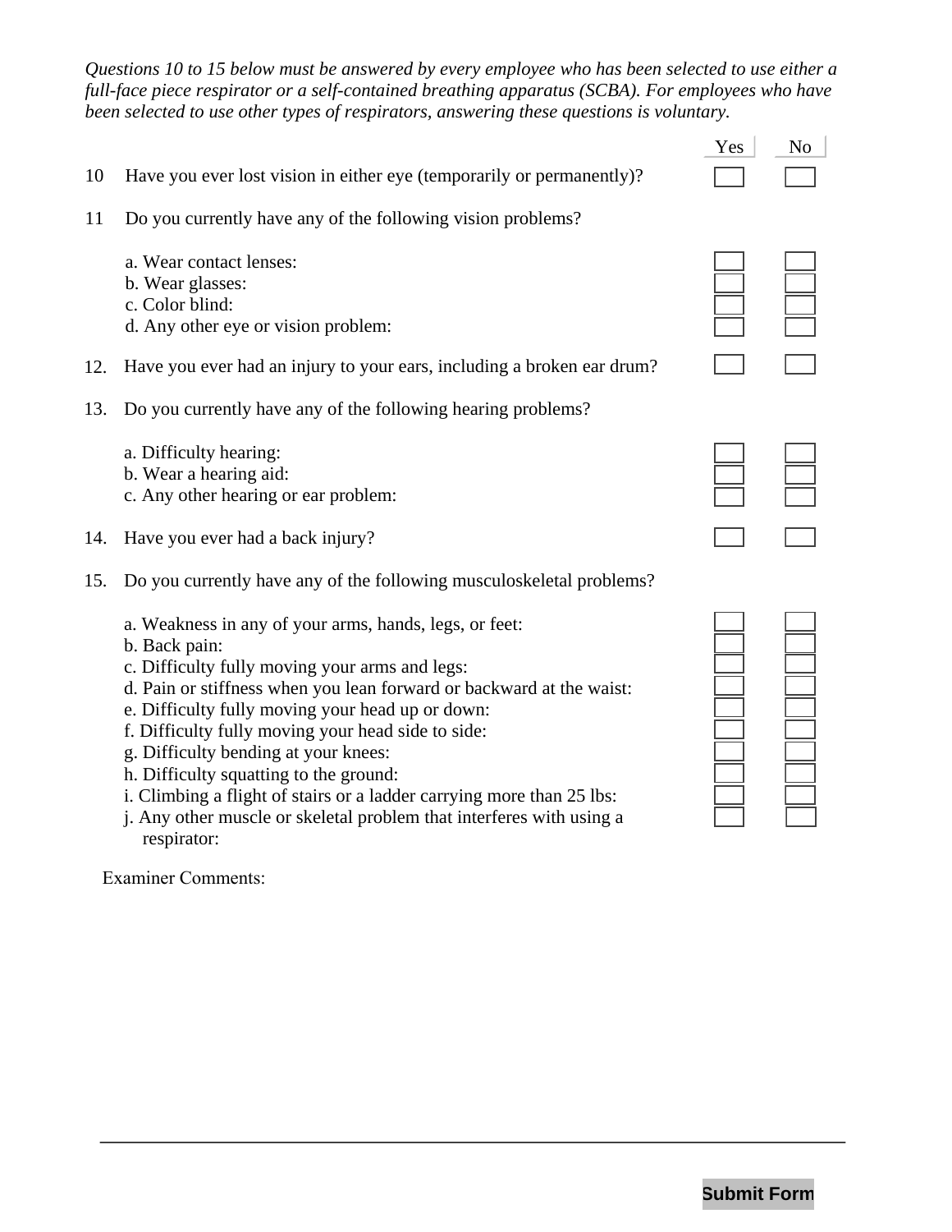*Questions 10 to 15 below must be answered by every employee who has been selected to use either a full-face piece respirator or a self-contained breathing apparatus (SCBA). For employees who have been selected to use other types of respirators, answering these questions is voluntary.*

| | | Yes | No |
|---|---|---|---|
| 10 | Have you ever lost vision in either eye (temporarily or permanently)? | | |
| 11 | Do you currently have any of the following vision problems? | | |
| | a. Wear contact lenses: | | |
| | b. Wear glasses: | | |
| | c. Color blind: | | |
| | d. Any other eye or vision problem: | | |
| 12. | Have you ever had an injury to your ears, including a broken ear drum? | | |
| 13. | Do you currently have any of the following hearing problems? | | |
| | a. Difficulty hearing: | | |
| | b. Wear a hearing aid: | | |
| | c. Any other hearing or ear problem: | | |
| 14. | Have you ever had a back injury? | | |
| 15. | Do you currently have any of the following musculoskeletal problems? | | |
| | a. Weakness in any of your arms, hands, legs, or feet: | | |
| | b. Back pain: | | |
| | c. Difficulty fully moving your arms and legs: | | |
| | d. Pain or stiffness when you lean forward or backward at the waist: | | |
| | e. Difficulty fully moving your head up or down: | | |
| | f. Difficulty fully moving your head side to side: | | |
| | g. Difficulty bending at your knees: | | |
| | h. Difficulty squatting to the ground: | | |
| | i. Climbing a flight of stairs or a ladder carrying more than 25 lbs: | | |
| | j. Any other muscle or skeletal problem that interferes with using a respirator: | | |

Examiner Comments:

Submit Form